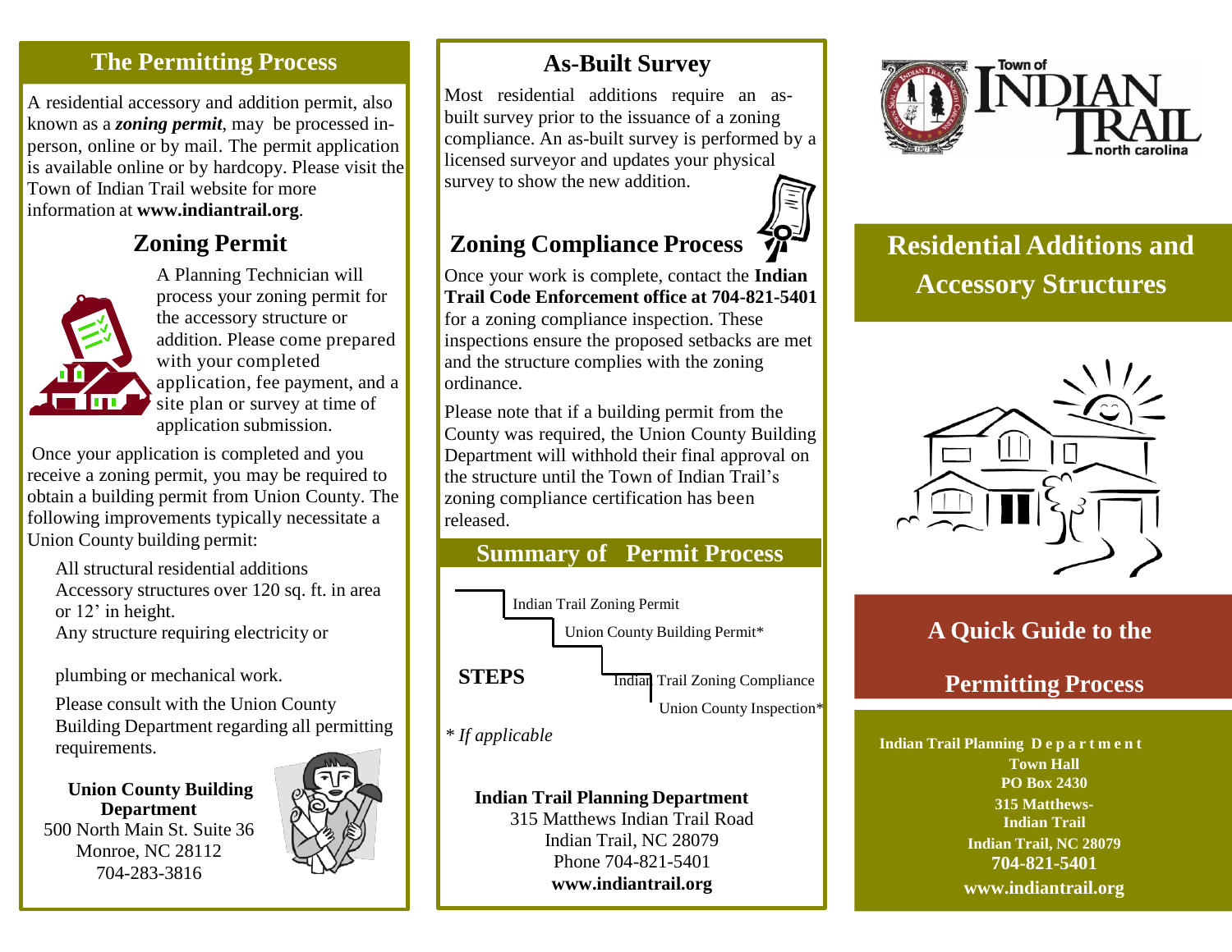## The Permitting Process

A residential accessory and addition permit, also known as a ***zoning permit***, may be processed in-person, online or by mail. The permit application is available online or by hardcopy. Please visit the Town of Indian Trail website for more information at **www.indiantrail.org**.

## Zoning Permit

A Planning Technician will process your zoning permit for the accessory structure or addition. Please come prepared with your completed application, fee payment, and a site plan or survey at time of application submission.

Once your application is completed and you receive a zoning permit, you may be required to obtain a building permit from Union County. The following improvements typically necessitate a Union County building permit:

- All structural residential additions
- Accessory structures over 120 sq. ft. in area or 12' in height.
- Any structure requiring electricity or plumbing or mechanical work.

Please consult with the Union County Building Department regarding all permitting requirements.

**Union County Building Department**
500 North Main St. Suite 36
Monroe, NC 28112
704-283-3816

## As-Built Survey

Most residential additions require an as-built survey prior to the issuance of a zoning compliance. An as-built survey is performed by a licensed surveyor and updates your physical survey to show the new addition.

## Zoning Compliance Process

Once your work is complete, contact the **Indian Trail Code Enforcement office at 704-821-5401** for a zoning compliance inspection. These inspections ensure the proposed setbacks are met and the structure complies with the zoning ordinance.

Please note that if a building permit from the County was required, the Union County Building Department will withhold their final approval on the structure until the Town of Indian Trail's zoning compliance certification has been released.

## Summary of Permit Process

**STEPS**

1. Indian Trail Zoning Permit
2. Union County Building Permit*
3. Indian Trail Zoning Compliance
4. Union County Inspection*

*\* If applicable*

**Indian Trail Planning Department**
315 Matthews Indian Trail Road
Indian Trail, NC 28079
Phone 704-821-5401
**www.indiantrail.org**

Town of INDIAN TRAIL north carolina

# Residential Additions and Accessory Structures

## A Quick Guide to the Permitting Process

**Indian Trail Planning Department**
**Town Hall**
**PO Box 2430**
**315 Matthews-Indian Trail**
**Indian Trail, NC 28079**
**704-821-5401**
**www.indiantrail.org**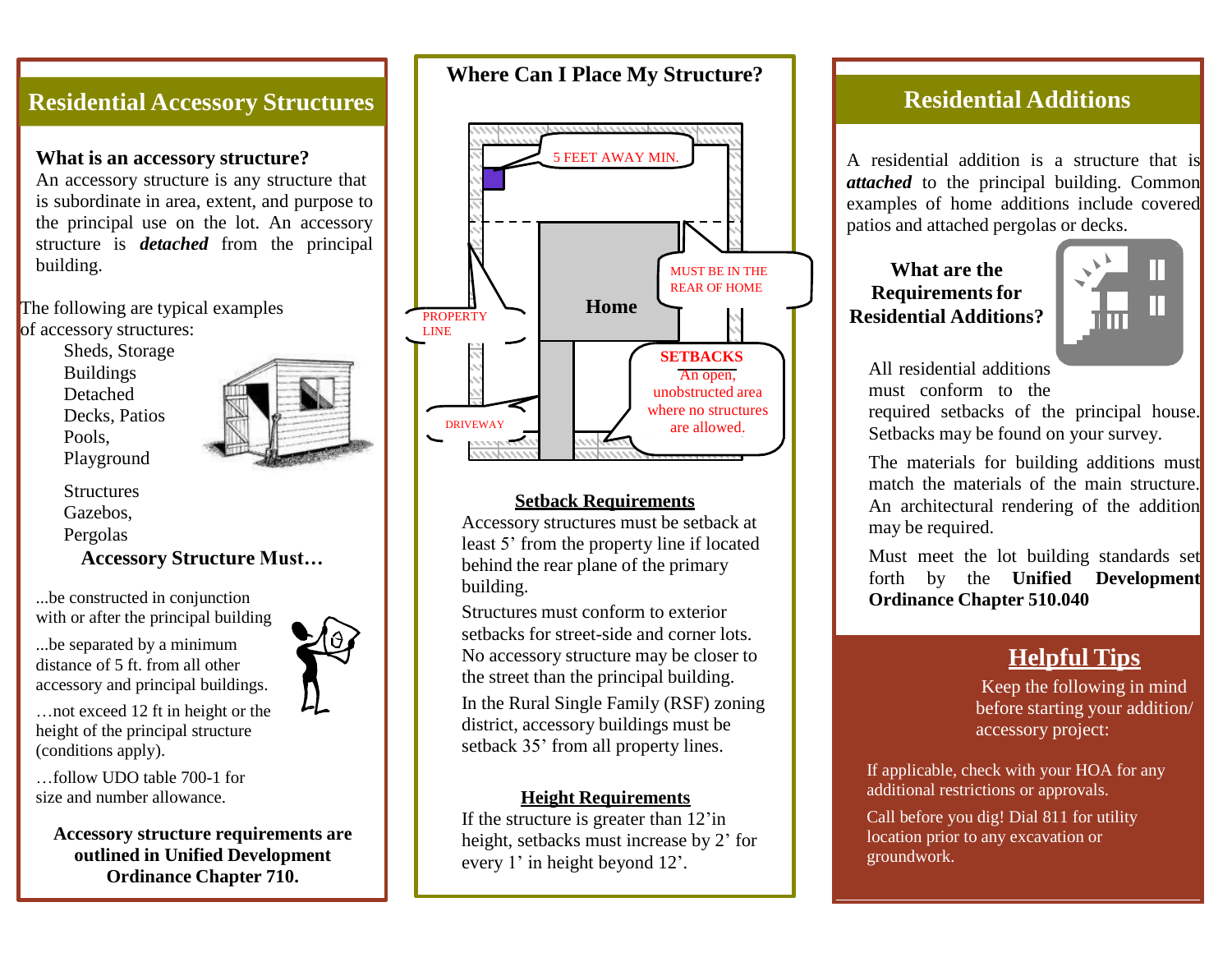## Residential Accessory Structures

**What is an accessory structure?**
An accessory structure is any structure that is subordinate in area, extent, and purpose to the principal use on the lot. An accessory structure is ***detached*** from the principal building.

The following are typical examples of accessory structures:

- Sheds, Storage Buildings
- Detached Decks, Patios
- Pools,
- Playground Structures
- Gazebos,
- Pergolas

**Accessory Structure Must…**

...be constructed in conjunction with or after the principal building

...be separated by a minimum distance of 5 ft. from all other accessory and principal buildings.

…not exceed 12 ft in height or the height of the principal structure (conditions apply).

…follow UDO table 700-1 for size and number allowance.

**Accessory structure requirements are outlined in Unified Development Ordinance Chapter 710.**

## Where Can I Place My Structure?

5 FEET AWAY MIN.

PROPERTY LINE

MUST BE IN THE REAR OF HOME

Home

SETBACKS
An open, unobstructed area where no structures are allowed.

DRIVEWAY

**Setback Requirements**

Accessory structures must be setback at least 5' from the property line if located behind the rear plane of the primary building.

Structures must conform to exterior setbacks for street-side and corner lots. No accessory structure may be closer to the street than the principal building.

In the Rural Single Family (RSF) zoning district, accessory buildings must be setback 35' from all property lines.

**Height Requirements**

If the structure is greater than 12'in height, setbacks must increase by 2' for every 1' in height beyond 12'.

## Residential Additions

A residential addition is a structure that is ***attached*** to the principal building. Common examples of home additions include covered patios and attached pergolas or decks.

**What are the Requirements for Residential Additions?**

All residential additions must conform to the required setbacks of the principal house. Setbacks may be found on your survey.

The materials for building additions must match the materials of the main structure. An architectural rendering of the addition may be required.

Must meet the lot building standards set forth by the **Unified Development Ordinance Chapter 510.040**

## Helpful Tips

Keep the following in mind before starting your addition/ accessory project:

If applicable, check with your HOA for any additional restrictions or approvals.

Call before you dig! Dial 811 for utility location prior to any excavation or groundwork.